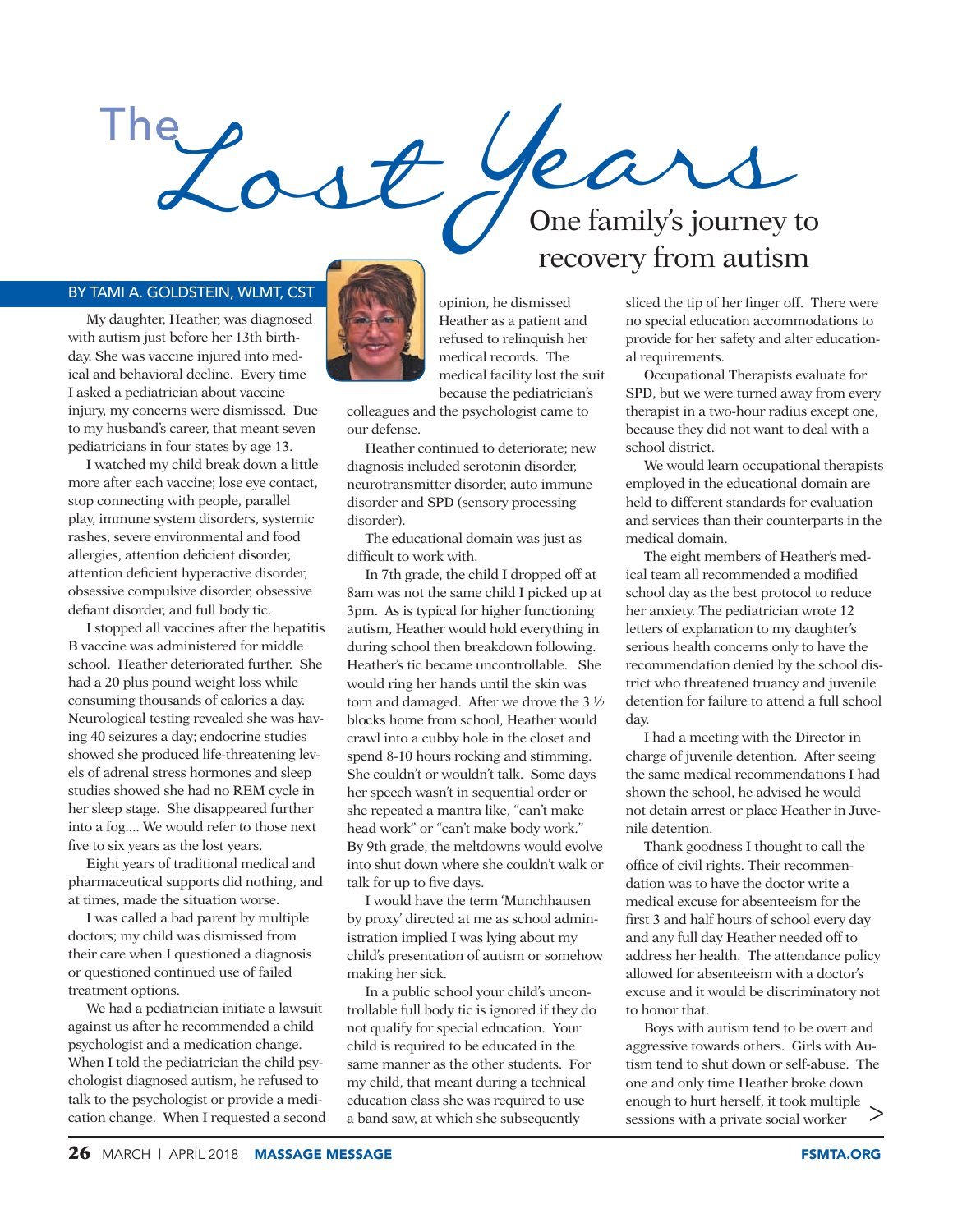# The Lost Years

## One family's journey to recovery from autism

BY TAMI A. GOLDSTEIN, WLMT, CST

My daughter, Heather, was diagnosed with autism just before her 13th birthday. She was vaccine injured into medical and behavioral decline. Every time I asked a pediatrician about vaccine injury, my concerns were dismissed. Due to my husband's career, that meant seven pediatricians in four states by age 13.

I watched my child break down a little more after each vaccine; lose eye contact, stop connecting with people, parallel play, immune system disorders, systemic rashes, severe environmental and food allergies, attention deficient disorder, attention deficient hyperactive disorder, obsessive compulsive disorder, obsessive defiant disorder, and full body tic.

I stopped all vaccines after the hepatitis B vaccine was administered for middle school. Heather deteriorated further. She had a 20 plus pound weight loss while consuming thousands of calories a day. Neurological testing revealed she was having 40 seizures a day; endocrine studies showed she produced life-threatening levels of adrenal stress hormones and sleep studies showed she had no REM cycle in her sleep stage. She disappeared further into a fog.... We would refer to those next five to six years as the lost years.

Eight years of traditional medical and pharmaceutical supports did nothing, and at times, made the situation worse.

I was called a bad parent by multiple doctors; my child was dismissed from their care when I questioned a diagnosis or questioned continued use of failed treatment options.

We had a pediatrician initiate a lawsuit against us after he recommended a child psychologist and a medication change. When I told the pediatrician the child psychologist diagnosed autism, he refused to talk to the psychologist or provide a medication change. When I requested a second opinion, he dismissed Heather as a patient and refused to relinquish her medical records. The medical facility lost the suit because the pediatrician's colleagues and the psychologist came to our defense.

Heather continued to deteriorate; new diagnosis included serotonin disorder, neurotransmitter disorder, auto immune disorder and SPD (sensory processing disorder).

The educational domain was just as difficult to work with.

In 7th grade, the child I dropped off at 8am was not the same child I picked up at 3pm. As is typical for higher functioning autism, Heather would hold everything in during school then breakdown following. Heather's tic became uncontrollable. She would ring her hands until the skin was torn and damaged. After we drove the 3 ½ blocks home from school, Heather would crawl into a cubby hole in the closet and spend 8-10 hours rocking and stimming. She couldn't or wouldn't talk. Some days her speech wasn't in sequential order or she repeated a mantra like, "can't make head work" or "can't make body work." By 9th grade, the meltdowns would evolve into shut down where she couldn't walk or talk for up to five days.

I would have the term 'Munchhausen by proxy' directed at me as school administration implied I was lying about my child's presentation of autism or somehow making her sick.

In a public school your child's uncontrollable full body tic is ignored if they do not qualify for special education. Your child is required to be educated in the same manner as the other students. For my child, that meant during a technical education class she was required to use a band saw, at which she subsequently sliced the tip of her finger off. There were no special education accommodations to provide for her safety and alter educational requirements.

Occupational Therapists evaluate for SPD, but we were turned away from every therapist in a two-hour radius except one, because they did not want to deal with a school district.

We would learn occupational therapists employed in the educational domain are held to different standards for evaluation and services than their counterparts in the medical domain.

The eight members of Heather's medical team all recommended a modified school day as the best protocol to reduce her anxiety. The pediatrician wrote 12 letters of explanation to my daughter's serious health concerns only to have the recommendation denied by the school district who threatened truancy and juvenile detention for failure to attend a full school day.

I had a meeting with the Director in charge of juvenile detention. After seeing the same medical recommendations I had shown the school, he advised he would not detain arrest or place Heather in Juvenile detention.

Thank goodness I thought to call the office of civil rights. Their recommendation was to have the doctor write a medical excuse for absenteeism for the first 3 and half hours of school every day and any full day Heather needed off to address her health. The attendance policy allowed for absenteeism with a doctor's excuse and it would be discriminatory not to honor that.

Boys with autism tend to be overt and aggressive towards others. Girls with Autism tend to shut down or self-abuse. The one and only time Heather broke down enough to hurt herself, it took multiple sessions with a private social worker >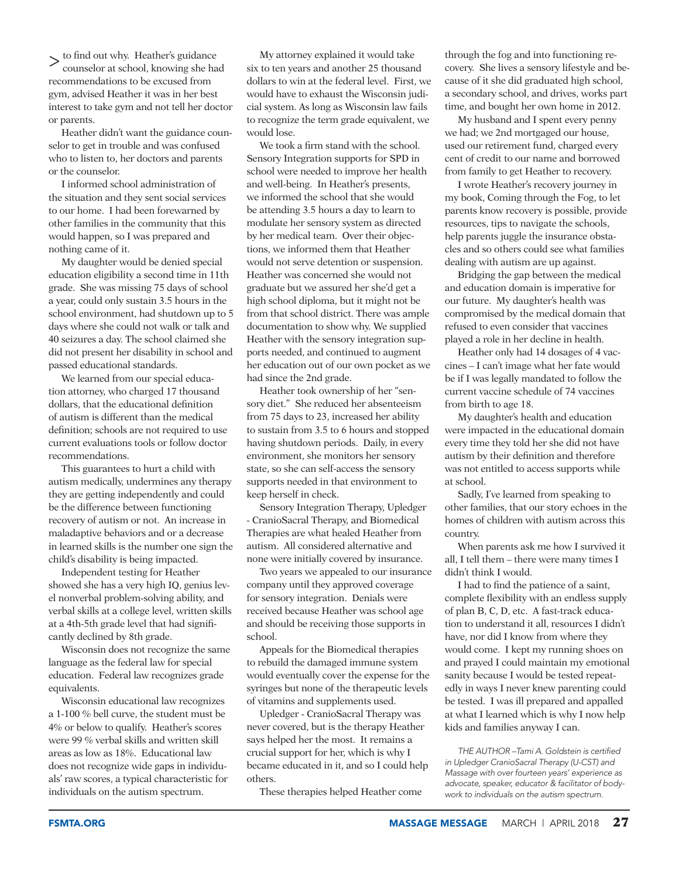> to find out why. Heather's guidance counselor at school, knowing she had recommendations to be excused from gym, advised Heather it was in her best interest to take gym and not tell her doctor or parents.

Heather didn't want the guidance counselor to get in trouble and was confused who to listen to, her doctors and parents or the counselor.

I informed school administration of the situation and they sent social services to our home. I had been forewarned by other families in the community that this would happen, so I was prepared and nothing came of it.

My daughter would be denied special education eligibility a second time in 11th grade. She was missing 75 days of school a year, could only sustain 3.5 hours in the school environment, had shutdown up to 5 days where she could not walk or talk and 40 seizures a day. The school claimed she did not present her disability in school and passed educational standards.

We learned from our special education attorney, who charged 17 thousand dollars, that the educational definition of autism is different than the medical definition; schools are not required to use current evaluations tools or follow doctor recommendations.

This guarantees to hurt a child with autism medically, undermines any therapy they are getting independently and could be the difference between functioning recovery of autism or not. An increase in maladaptive behaviors and or a decrease in learned skills is the number one sign the child's disability is being impacted.

Independent testing for Heather showed she has a very high IQ, genius level nonverbal problem-solving ability, and verbal skills at a college level, written skills at a 4th-5th grade level that had significantly declined by 8th grade.

Wisconsin does not recognize the same language as the federal law for special education. Federal law recognizes grade equivalents.

Wisconsin educational law recognizes a 1-100 % bell curve, the student must be 4% or below to qualify. Heather's scores were 99 % verbal skills and written skill areas as low as 18%. Educational law does not recognize wide gaps in individuals' raw scores, a typical characteristic for individuals on the autism spectrum.

My attorney explained it would take six to ten years and another 25 thousand dollars to win at the federal level. First, we would have to exhaust the Wisconsin judicial system. As long as Wisconsin law fails to recognize the term grade equivalent, we would lose.

We took a firm stand with the school. Sensory Integration supports for SPD in school were needed to improve her health and well-being. In Heather's presents, we informed the school that she would be attending 3.5 hours a day to learn to modulate her sensory system as directed by her medical team. Over their objections, we informed them that Heather would not serve detention or suspension. Heather was concerned she would not graduate but we assured her she'd get a high school diploma, but it might not be from that school district. There was ample documentation to show why. We supplied Heather with the sensory integration supports needed, and continued to augment her education out of our own pocket as we had since the 2nd grade.

Heather took ownership of her "sensory diet." She reduced her absenteeism from 75 days to 23, increased her ability to sustain from 3.5 to 6 hours and stopped having shutdown periods. Daily, in every environment, she monitors her sensory state, so she can self-access the sensory supports needed in that environment to keep herself in check.

Sensory Integration Therapy, Upledger - CranioSacral Therapy, and Biomedical Therapies are what healed Heather from autism. All considered alternative and none were initially covered by insurance.

Two years we appealed to our insurance company until they approved coverage for sensory integration. Denials were received because Heather was school age and should be receiving those supports in school.

Appeals for the Biomedical therapies to rebuild the damaged immune system would eventually cover the expense for the syringes but none of the therapeutic levels of vitamins and supplements used.

Upledger - CranioSacral Therapy was never covered, but is the therapy Heather says helped her the most. It remains a crucial support for her, which is why I became educated in it, and so I could help others.

These therapies helped Heather come through the fog and into functioning recovery. She lives a sensory lifestyle and because of it she did graduated high school, a secondary school, and drives, works part time, and bought her own home in 2012.

My husband and I spent every penny we had; we 2nd mortgaged our house, used our retirement fund, charged every cent of credit to our name and borrowed from family to get Heather to recovery.

I wrote Heather's recovery journey in my book, Coming through the Fog, to let parents know recovery is possible, provide resources, tips to navigate the schools, help parents juggle the insurance obstacles and so others could see what families dealing with autism are up against.

Bridging the gap between the medical and education domain is imperative for our future. My daughter's health was compromised by the medical domain that refused to even consider that vaccines played a role in her decline in health.

Heather only had 14 dosages of 4 vaccines – I can't image what her fate would be if I was legally mandated to follow the current vaccine schedule of 74 vaccines from birth to age 18.

My daughter's health and education were impacted in the educational domain every time they told her she did not have autism by their definition and therefore was not entitled to access supports while at school.

Sadly, I've learned from speaking to other families, that our story echoes in the homes of children with autism across this country.

When parents ask me how I survived it all, I tell them – there were many times I didn't think I would.

I had to find the patience of a saint, complete flexibility with an endless supply of plan B, C, D, etc. A fast-track education to understand it all, resources I didn't have, nor did I know from where they would come. I kept my running shoes on and prayed I could maintain my emotional sanity because I would be tested repeatedly in ways I never knew parenting could be tested. I was ill prepared and appalled at what I learned which is why I now help kids and families anyway I can.

*THE AUTHOR –Tami A. Goldstein is certified in Upledger CranioSacral Therapy (U-CST) and Massage with over fourteen years' experience as advocate, speaker, educator & facilitator of bodywork to individuals on the autism spectrum.*